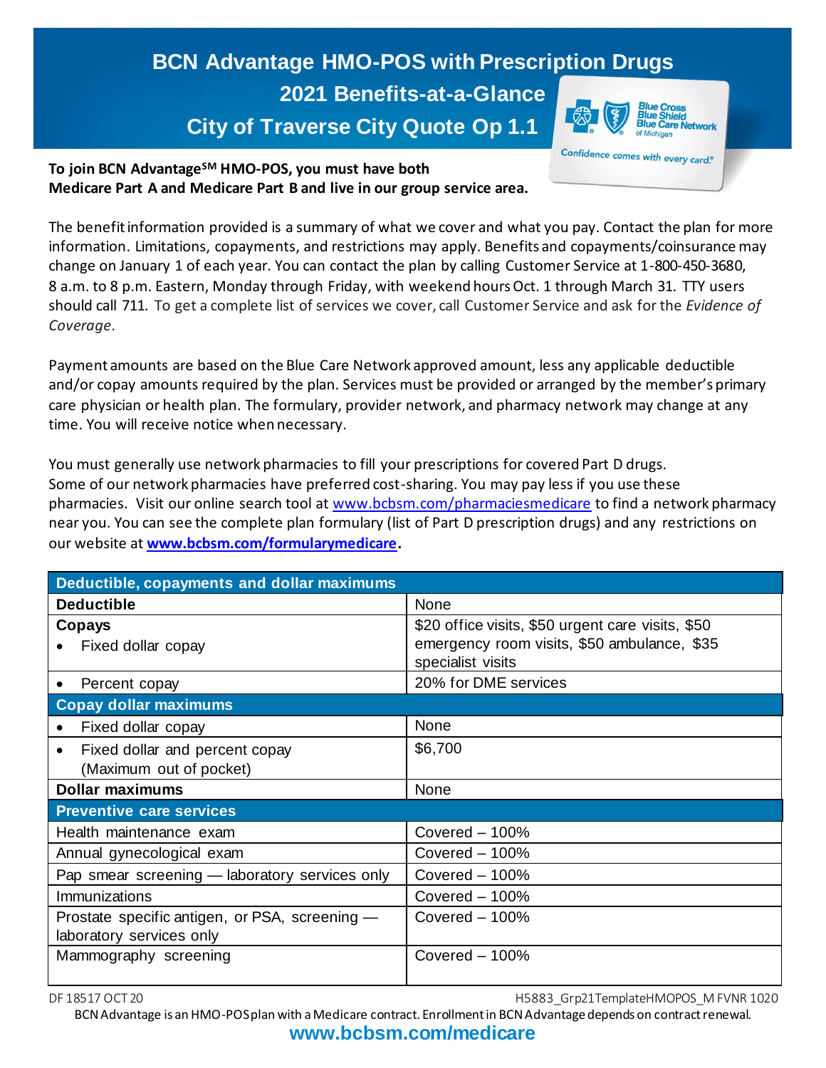# BCN Advantage HMO-POS with Prescription Drugs

## 2021 Benefits-at-a-Glance

## City of Traverse City Quote Op 1.1

**To join BCN Advantage[SM] HMO-POS, you must have both Medicare Part A and Medicare Part B and live in our group service area.**

The benefit information provided is a summary of what we cover and what you pay. Contact the plan for more information. Limitations, copayments, and restrictions may apply. Benefits and copayments/coinsurance may change on January 1 of each year. You can contact the plan by calling Customer Service at 1-800-450-3680, 8 a.m. to 8 p.m. Eastern, Monday through Friday, with weekend hours Oct. 1 through March 31. TTY users should call 711. To get a complete list of services we cover, call Customer Service and ask for the *Evidence of Coverage*.

Payment amounts are based on the Blue Care Network approved amount, less any applicable deductible and/or copay amounts required by the plan. Services must be provided or arranged by the member's primary care physician or health plan. The formulary, provider network, and pharmacy network may change at any time. You will receive notice when necessary.

You must generally use network pharmacies to fill your prescriptions for covered Part D drugs. Some of our network pharmacies have preferred cost-sharing. You may pay less if you use these pharmacies. Visit our online search tool at www.bcbsm.com/pharmaciesmedicare to find a network pharmacy near you. You can see the complete plan formulary (list of Part D prescription drugs) and any restrictions on our website at **www.bcbsm.com/formularymedicare**.

| **Deductible, copayments and dollar maximums** | |
|---|---|
| **Deductible** | None |
| **Copays**<br>• Fixed dollar copay | $20 office visits, $50 urgent care visits, $50 emergency room visits, $50 ambulance, $35 specialist visits |
| • Percent copay | 20% for DME services |
| **Copay dollar maximums** | |
| • Fixed dollar copay | None |
| • Fixed dollar and percent copay (Maximum out of pocket) | $6,700 |
| **Dollar maximums** | None |
| **Preventive care services** | |
| Health maintenance exam | Covered – 100% |
| Annual gynecological exam | Covered – 100% |
| Pap smear screening — laboratory services only | Covered – 100% |
| Immunizations | Covered – 100% |
| Prostate specific antigen, or PSA, screening — laboratory services only | Covered – 100% |
| Mammography screening | Covered – 100% |

DF 18517 OCT 20 H5883_Grp21TemplateHMOPOS_M FVNR 1020

BCN Advantage is an HMO-POS plan with a Medicare contract. Enrollment in BCN Advantage depends on contract renewal.

**www.bcbsm.com/medicare**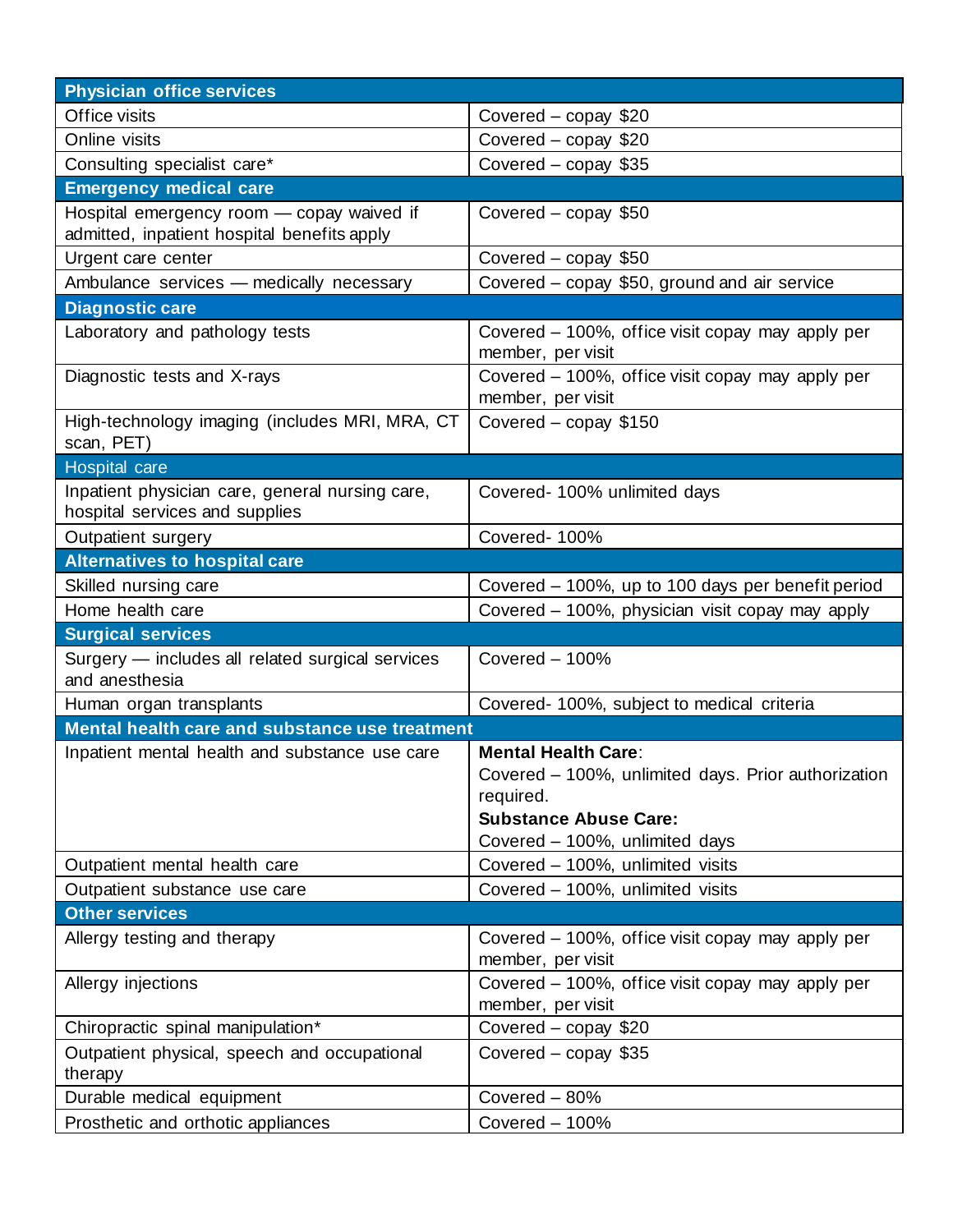| Physician office services | |
|---|---|
| Office visits | Covered – copay $20 |
| Online visits | Covered – copay $20 |
| Consulting specialist care* | Covered – copay $35 |
| **Emergency medical care** | |
| Hospital emergency room — copay waived if admitted, inpatient hospital benefits apply | Covered – copay $50 |
| Urgent care center | Covered – copay $50 |
| Ambulance services — medically necessary | Covered – copay $50, ground and air service |
| **Diagnostic care** | |
| Laboratory and pathology tests | Covered – 100%, office visit copay may apply per member, per visit |
| Diagnostic tests and X-rays | Covered – 100%, office visit copay may apply per member, per visit |
| High-technology imaging (includes MRI, MRA, CT scan, PET) | Covered – copay $150 |
| **Hospital care** | |
| Inpatient physician care, general nursing care, hospital services and supplies | Covered- 100% unlimited days |
| Outpatient surgery | Covered- 100% |
| **Alternatives to hospital care** | |
| Skilled nursing care | Covered – 100%, up to 100 days per benefit period |
| Home health care | Covered – 100%, physician visit copay may apply |
| **Surgical services** | |
| Surgery — includes all related surgical services and anesthesia | Covered – 100% |
| Human organ transplants | Covered- 100%, subject to medical criteria |
| **Mental health care and substance use treatment** | |
| Inpatient mental health and substance use care | **Mental Health Care**: Covered – 100%, unlimited days. Prior authorization required. **Substance Abuse Care:** Covered – 100%, unlimited days |
| Outpatient mental health care | Covered – 100%, unlimited visits |
| Outpatient substance use care | Covered – 100%, unlimited visits |
| **Other services** | |
| Allergy testing and therapy | Covered – 100%, office visit copay may apply per member, per visit |
| Allergy injections | Covered – 100%, office visit copay may apply per member, per visit |
| Chiropractic spinal manipulation* | Covered – copay $20 |
| Outpatient physical, speech and occupational therapy | Covered – copay $35 |
| Durable medical equipment | Covered – 80% |
| Prosthetic and orthotic appliances | Covered – 100% |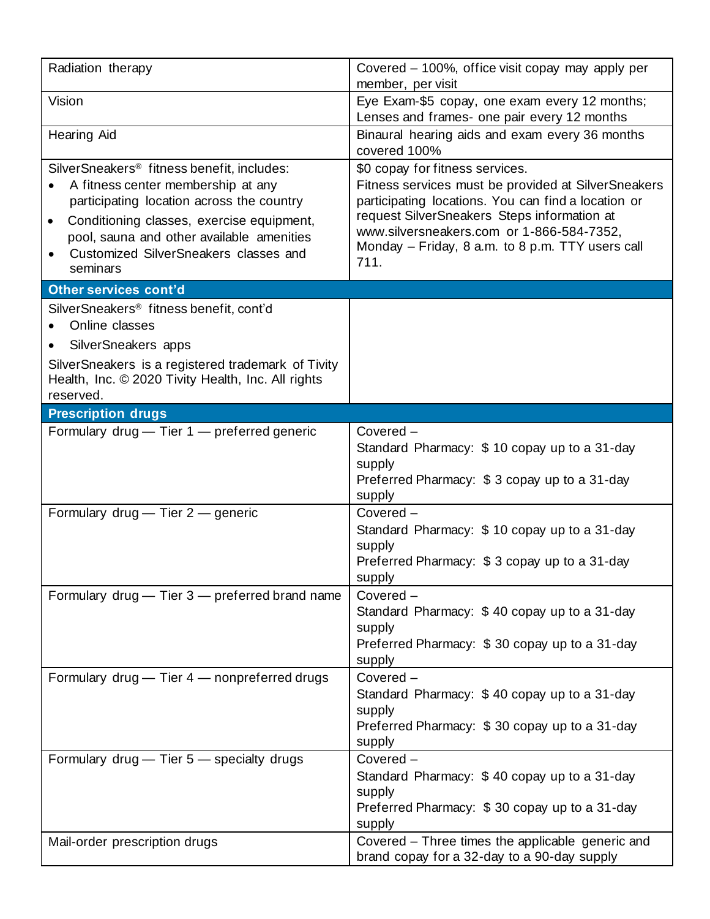| | |
|---|---|
| Radiation therapy | Covered – 100%, office visit copay may apply per member, per visit |
| Vision | Eye Exam-$5 copay, one exam every 12 months; Lenses and frames- one pair every 12 months |
| Hearing Aid | Binaural hearing aids and exam every 36 months covered 100% |
| SilverSneakers® fitness benefit, includes:<br>• A fitness center membership at any participating location across the country<br>• Conditioning classes, exercise equipment, pool, sauna and other available amenities<br>• Customized SilverSneakers classes and seminars | $0 copay for fitness services.<br>Fitness services must be provided at SilverSneakers participating locations. You can find a location or request SilverSneakers Steps information at www.silversneakers.com or 1-866-584-7352, Monday – Friday, 8 a.m. to 8 p.m. TTY users call 711. |
| **Other services cont'd** | |
| SilverSneakers® fitness benefit, cont'd<br>• Online classes<br>• SilverSneakers apps<br>SilverSneakers is a registered trademark of Tivity Health, Inc. © 2020 Tivity Health, Inc. All rights reserved. | |
| **Prescription drugs** | |
| Formulary drug — Tier 1 — preferred generic | Covered –<br>Standard Pharmacy: $ 10 copay up to a 31-day supply<br>Preferred Pharmacy: $ 3 copay up to a 31-day supply |
| Formulary drug — Tier 2 — generic | Covered –<br>Standard Pharmacy: $ 10 copay up to a 31-day supply<br>Preferred Pharmacy: $ 3 copay up to a 31-day supply |
| Formulary drug — Tier 3 — preferred brand name | Covered –<br>Standard Pharmacy: $ 40 copay up to a 31-day supply<br>Preferred Pharmacy: $ 30 copay up to a 31-day supply |
| Formulary drug — Tier 4 — nonpreferred drugs | Covered –<br>Standard Pharmacy: $ 40 copay up to a 31-day supply<br>Preferred Pharmacy: $ 30 copay up to a 31-day supply |
| Formulary drug — Tier 5 — specialty drugs | Covered –<br>Standard Pharmacy: $ 40 copay up to a 31-day supply<br>Preferred Pharmacy: $ 30 copay up to a 31-day supply |
| Mail-order prescription drugs | Covered – Three times the applicable generic and brand copay for a 32-day to a 90-day supply |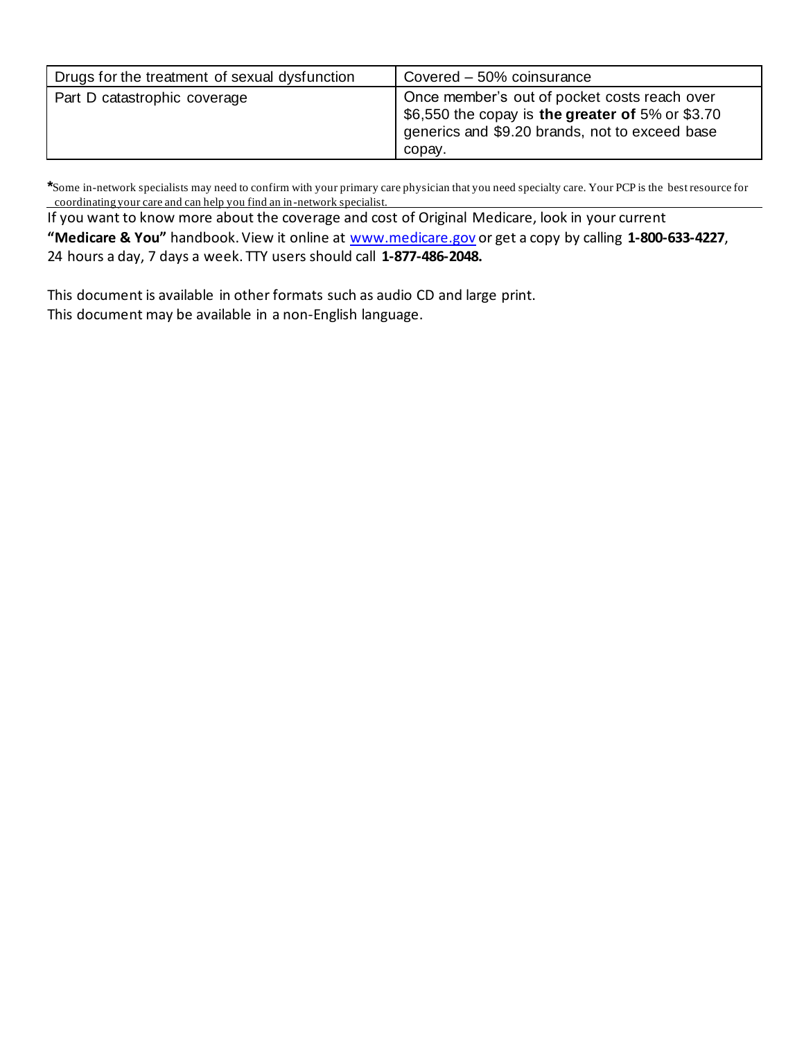| | |
|---|---|
| Drugs for the treatment of sexual dysfunction | Covered – 50% coinsurance |
| Part D catastrophic coverage | Once member's out of pocket costs reach over $6,550 the copay is **the greater of** 5% or $3.70 generics and $9.20 brands, not to exceed base copay. |

*Some in-network specialists may need to confirm with your primary care physician that you need specialty care. Your PCP is the best resource for coordinating your care and can help you find an in-network specialist.

If you want to know more about the coverage and cost of Original Medicare, look in your current **"Medicare & You"** handbook. View it online at www.medicare.gov or get a copy by calling **1-800-633-4227**, 24 hours a day, 7 days a week. TTY users should call **1-877-486-2048.**

This document is available in other formats such as audio CD and large print.
This document may be available in a non-English language.